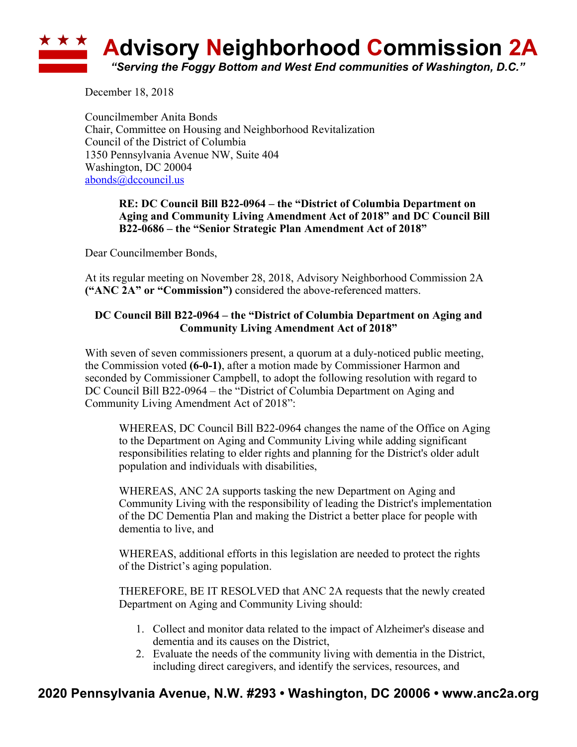# Advisory Neighborhood Commission 2A

*"Serving the Foggy Bottom and West End communities of Washington, D.C."*

December 18, 2018

Councilmember Anita Bonds
Chair, Committee on Housing and Neighborhood Revitalization
Council of the District of Columbia
1350 Pennsylvania Avenue NW, Suite 404
Washington, DC 20004
abonds@dccouncil.us

> **RE: DC Council Bill B22-0964 – the "District of Columbia Department on Aging and Community Living Amendment Act of 2018" and DC Council Bill B22-0686 – the "Senior Strategic Plan Amendment Act of 2018"**

Dear Councilmember Bonds,

At its regular meeting on November 28, 2018, Advisory Neighborhood Commission 2A **("ANC 2A" or "Commission")** considered the above-referenced matters.

**DC Council Bill B22-0964 – the "District of Columbia Department on Aging and Community Living Amendment Act of 2018"**

With seven of seven commissioners present, a quorum at a duly-noticed public meeting, the Commission voted **(6-0-1)**, after a motion made by Commissioner Harmon and seconded by Commissioner Campbell, to adopt the following resolution with regard to DC Council Bill B22-0964 – the "District of Columbia Department on Aging and Community Living Amendment Act of 2018":

> WHEREAS, DC Council Bill B22-0964 changes the name of the Office on Aging to the Department on Aging and Community Living while adding significant responsibilities relating to elder rights and planning for the District's older adult population and individuals with disabilities,
>
> WHEREAS, ANC 2A supports tasking the new Department on Aging and Community Living with the responsibility of leading the District's implementation of the DC Dementia Plan and making the District a better place for people with dementia to live, and
>
> WHEREAS, additional efforts in this legislation are needed to protect the rights of the District's aging population.
>
> THEREFORE, BE IT RESOLVED that ANC 2A requests that the newly created Department on Aging and Community Living should:
>
> 1. Collect and monitor data related to the impact of Alzheimer's disease and dementia and its causes on the District,
> 2. Evaluate the needs of the community living with dementia in the District, including direct caregivers, and identify the services, resources, and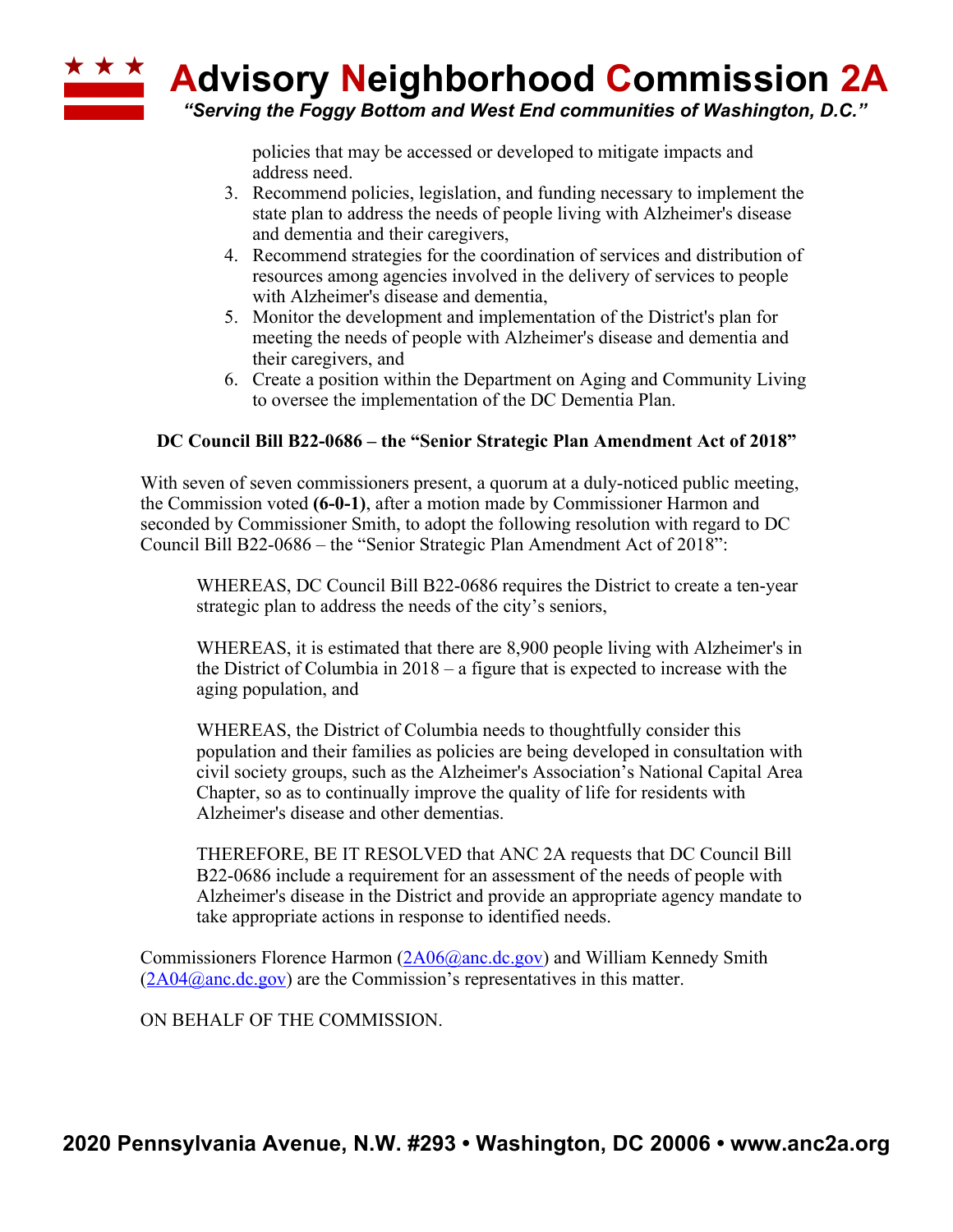policies that may be accessed or developed to mitigate impacts and address need.

3. Recommend policies, legislation, and funding necessary to implement the state plan to address the needs of people living with Alzheimer's disease and dementia and their caregivers,
4. Recommend strategies for the coordination of services and distribution of resources among agencies involved in the delivery of services to people with Alzheimer's disease and dementia,
5. Monitor the development and implementation of the District's plan for meeting the needs of people with Alzheimer's disease and dementia and their caregivers, and
6. Create a position within the Department on Aging and Community Living to oversee the implementation of the DC Dementia Plan.

**DC Council Bill B22-0686 – the "Senior Strategic Plan Amendment Act of 2018"**

With seven of seven commissioners present, a quorum at a duly-noticed public meeting, the Commission voted **(6-0-1)**, after a motion made by Commissioner Harmon and seconded by Commissioner Smith, to adopt the following resolution with regard to DC Council Bill B22-0686 – the "Senior Strategic Plan Amendment Act of 2018":

> WHEREAS, DC Council Bill B22-0686 requires the District to create a ten-year strategic plan to address the needs of the city's seniors,
>
> WHEREAS, it is estimated that there are 8,900 people living with Alzheimer's in the District of Columbia in 2018 – a figure that is expected to increase with the aging population, and
>
> WHEREAS, the District of Columbia needs to thoughtfully consider this population and their families as policies are being developed in consultation with civil society groups, such as the Alzheimer's Association's National Capital Area Chapter, so as to continually improve the quality of life for residents with Alzheimer's disease and other dementias.
>
> THEREFORE, BE IT RESOLVED that ANC 2A requests that DC Council Bill B22-0686 include a requirement for an assessment of the needs of people with Alzheimer's disease in the District and provide an appropriate agency mandate to take appropriate actions in response to identified needs.

Commissioners Florence Harmon (2A06@anc.dc.gov) and William Kennedy Smith (2A04@anc.dc.gov) are the Commission's representatives in this matter.

ON BEHALF OF THE COMMISSION.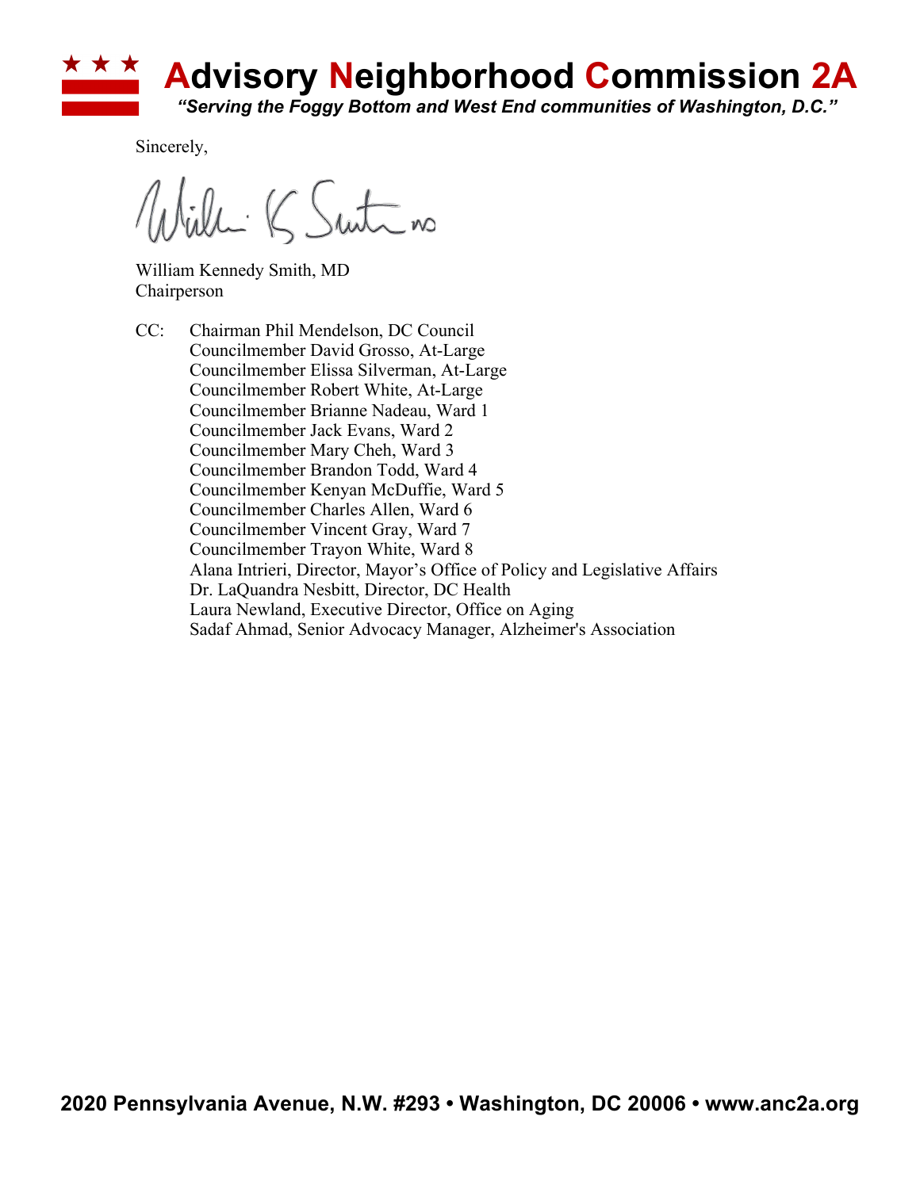Sincerely,

William Kennedy Smith, MD
Chairperson

CC: Chairman Phil Mendelson, DC Council
Councilmember David Grosso, At-Large
Councilmember Elissa Silverman, At-Large
Councilmember Robert White, At-Large
Councilmember Brianne Nadeau, Ward 1
Councilmember Jack Evans, Ward 2
Councilmember Mary Cheh, Ward 3
Councilmember Brandon Todd, Ward 4
Councilmember Kenyan McDuffie, Ward 5
Councilmember Charles Allen, Ward 6
Councilmember Vincent Gray, Ward 7
Councilmember Trayon White, Ward 8
Alana Intrieri, Director, Mayor's Office of Policy and Legislative Affairs
Dr. LaQuandra Nesbitt, Director, DC Health
Laura Newland, Executive Director, Office on Aging
Sadaf Ahmad, Senior Advocacy Manager, Alzheimer's Association